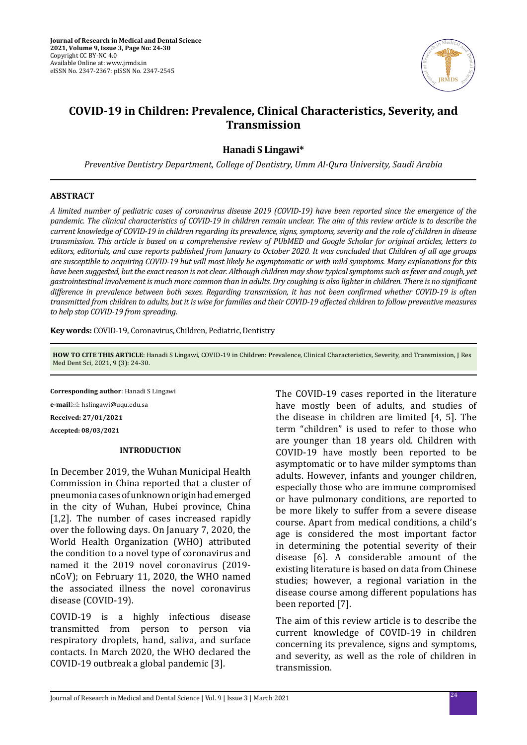# COVID-19 in Children: Prevalence, Clinical Characteristics, Severity, and Transmission

**Hanadi S Lingawi***

*Preventive Dentistry Department, College of Dentistry, Umm Al-Qura University, Saudi Arabia*

## ABSTRACT

*A limited number of pediatric cases of coronavirus disease 2019 (COVID-19) have been reported since the emergence of the pandemic. The clinical characteristics of COVID-19 in children remain unclear. The aim of this review article is to describe the current knowledge of COVID-19 in children regarding its prevalence, signs, symptoms, severity and the role of children in disease transmission. This article is based on a comprehensive review of PUbMED and Google Scholar for original articles, letters to editors, editorials, and case reports published from January to October 2020. It was concluded that Children of all age groups are susceptible to acquiring COVID-19 but will most likely be asymptomatic or with mild symptoms. Many explanations for this have been suggested, but the exact reason is not clear. Although children may show typical symptoms such as fever and cough, yet gastrointestinal involvement is much more common than in adults. Dry coughing is also lighter in children. There is no significant difference in prevalence between both sexes. Regarding transmission, it has not been confirmed whether COVID-19 is often transmitted from children to adults, but it is wise for families and their COVID-19 affected children to follow preventive measures to help stop COVID-19 from spreading.*

**Key words:** COVID-19, Coronavirus, Children, Pediatric, Dentistry

**HOW TO CITE THIS ARTICLE**: Hanadi S Lingawi, COVID-19 in Children: Prevalence, Clinical Characteristics, Severity, and Transmission, J Res Med Dent Sci, 2021, 9 (3): 24-30.

**Corresponding author**: Hanadi S Lingawi

**e-mail**: hslingawi@uqu.edu.sa

**Received: 27/01/2021**

**Accepted: 08/03/2021**

## INTRODUCTION

In December 2019, the Wuhan Municipal Health Commission in China reported that a cluster of pneumonia cases of unknown origin had emerged in the city of Wuhan, Hubei province, China [1,2]. The number of cases increased rapidly over the following days. On January 7, 2020, the World Health Organization (WHO) attributed the condition to a novel type of coronavirus and named it the 2019 novel coronavirus (2019-nCoV); on February 11, 2020, the WHO named the associated illness the novel coronavirus disease (COVID-19).

COVID-19 is a highly infectious disease transmitted from person to person via respiratory droplets, hand, saliva, and surface contacts. In March 2020, the WHO declared the COVID-19 outbreak a global pandemic [3].

The COVID-19 cases reported in the literature have mostly been of adults, and studies of the disease in children are limited [4, 5]. The term "children" is used to refer to those who are younger than 18 years old. Children with COVID-19 have mostly been reported to be asymptomatic or to have milder symptoms than adults. However, infants and younger children, especially those who are immune compromised or have pulmonary conditions, are reported to be more likely to suffer from a severe disease course. Apart from medical conditions, a child's age is considered the most important factor in determining the potential severity of their disease [6]. A considerable amount of the existing literature is based on data from Chinese studies; however, a regional variation in the disease course among different populations has been reported [7].

The aim of this review article is to describe the current knowledge of COVID-19 in children concerning its prevalence, signs and symptoms, and severity, as well as the role of children in transmission.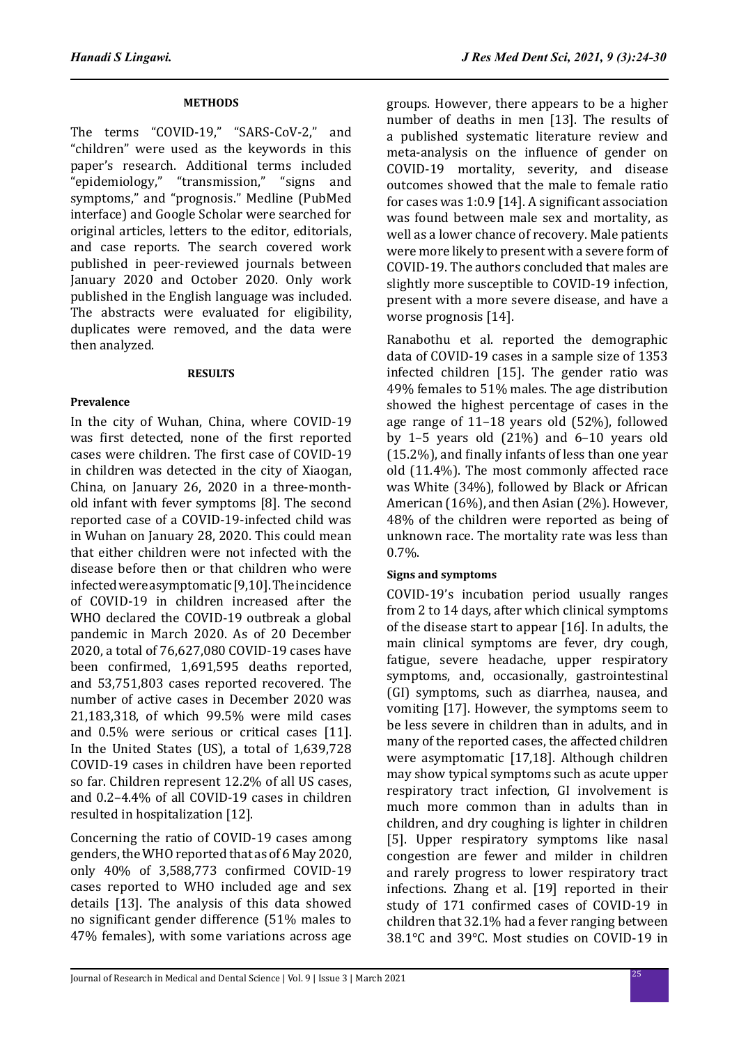## METHODS

The terms "COVID-19," "SARS-CoV-2," and "children" were used as the keywords in this paper's research. Additional terms included "epidemiology," "transmission," "signs and symptoms," and "prognosis." Medline (PubMed interface) and Google Scholar were searched for original articles, letters to the editor, editorials, and case reports. The search covered work published in peer-reviewed journals between January 2020 and October 2020. Only work published in the English language was included. The abstracts were evaluated for eligibility, duplicates were removed, and the data were then analyzed.

## RESULTS

### Prevalence

In the city of Wuhan, China, where COVID-19 was first detected, none of the first reported cases were children. The first case of COVID-19 in children was detected in the city of Xiaogan, China, on January 26, 2020 in a three-month-old infant with fever symptoms [8]. The second reported case of a COVID-19-infected child was in Wuhan on January 28, 2020. This could mean that either children were not infected with the disease before then or that children who were infected were asymptomatic [9,10]. The incidence of COVID-19 in children increased after the WHO declared the COVID-19 outbreak a global pandemic in March 2020. As of 20 December 2020, a total of 76,627,080 COVID-19 cases have been confirmed, 1,691,595 deaths reported, and 53,751,803 cases reported recovered. The number of active cases in December 2020 was 21,183,318, of which 99.5% were mild cases and 0.5% were serious or critical cases [11]. In the United States (US), a total of 1,639,728 COVID-19 cases in children have been reported so far. Children represent 12.2% of all US cases, and 0.2–4.4% of all COVID-19 cases in children resulted in hospitalization [12].

Concerning the ratio of COVID-19 cases among genders, the WHO reported that as of 6 May 2020, only 40% of 3,588,773 confirmed COVID-19 cases reported to WHO included age and sex details [13]. The analysis of this data showed no significant gender difference (51% males to 47% females), with some variations across age groups. However, there appears to be a higher number of deaths in men [13]. The results of a published systematic literature review and meta-analysis on the influence of gender on COVID-19 mortality, severity, and disease outcomes showed that the male to female ratio for cases was 1:0.9 [14]. A significant association was found between male sex and mortality, as well as a lower chance of recovery. Male patients were more likely to present with a severe form of COVID-19. The authors concluded that males are slightly more susceptible to COVID-19 infection, present with a more severe disease, and have a worse prognosis [14].

Ranabothu et al. reported the demographic data of COVID-19 cases in a sample size of 1353 infected children [15]. The gender ratio was 49% females to 51% males. The age distribution showed the highest percentage of cases in the age range of 11–18 years old (52%), followed by 1–5 years old (21%) and 6–10 years old (15.2%), and finally infants of less than one year old (11.4%). The most commonly affected race was White (34%), followed by Black or African American (16%), and then Asian (2%). However, 48% of the children were reported as being of unknown race. The mortality rate was less than 0.7%.

### Signs and symptoms

COVID-19's incubation period usually ranges from 2 to 14 days, after which clinical symptoms of the disease start to appear [16]. In adults, the main clinical symptoms are fever, dry cough, fatigue, severe headache, upper respiratory symptoms, and, occasionally, gastrointestinal (GI) symptoms, such as diarrhea, nausea, and vomiting [17]. However, the symptoms seem to be less severe in children than in adults, and in many of the reported cases, the affected children were asymptomatic [17,18]. Although children may show typical symptoms such as acute upper respiratory tract infection, GI involvement is much more common than in adults than in children, and dry coughing is lighter in children [5]. Upper respiratory symptoms like nasal congestion are fewer and milder in children and rarely progress to lower respiratory tract infections. Zhang et al. [19] reported in their study of 171 confirmed cases of COVID-19 in children that 32.1% had a fever ranging between 38.1°C and 39°C. Most studies on COVID-19 in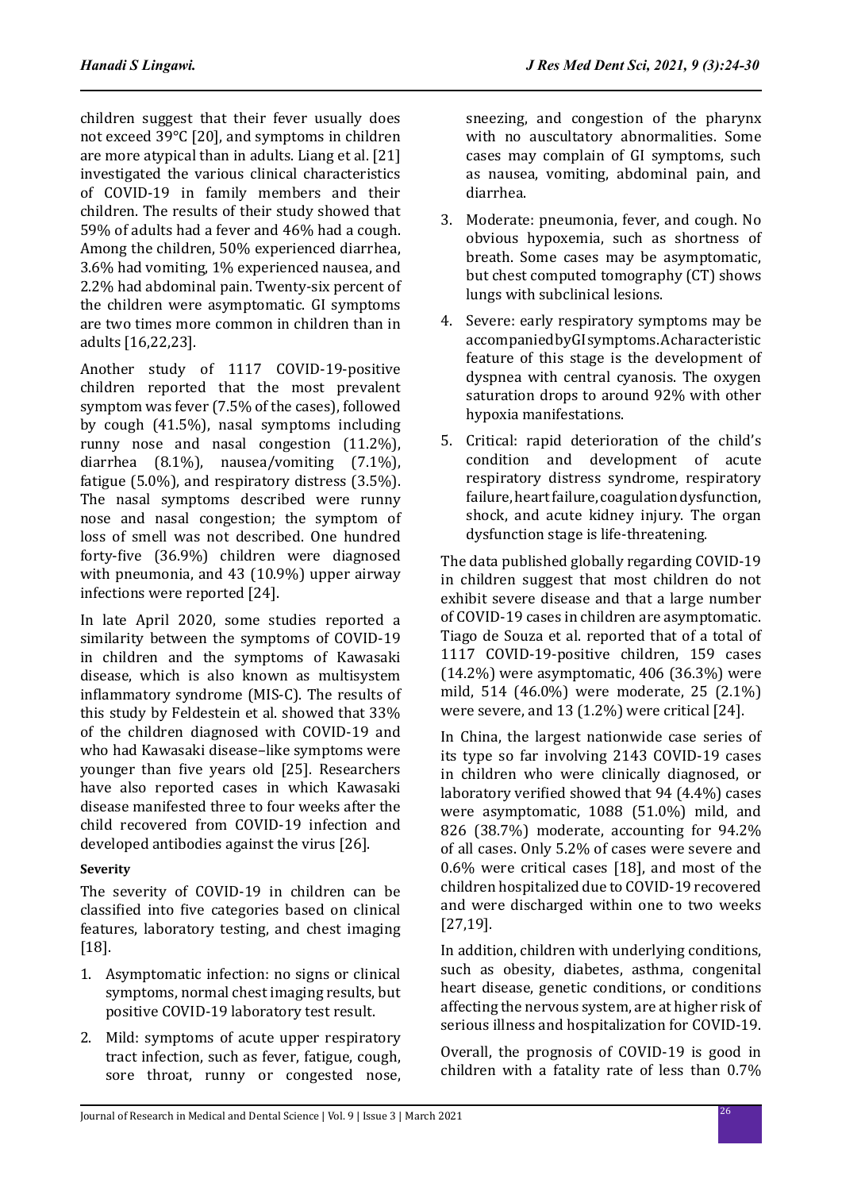children suggest that their fever usually does not exceed 39°C [20], and symptoms in children are more atypical than in adults. Liang et al. [21] investigated the various clinical characteristics of COVID-19 in family members and their children. The results of their study showed that 59% of adults had a fever and 46% had a cough. Among the children, 50% experienced diarrhea, 3.6% had vomiting, 1% experienced nausea, and 2.2% had abdominal pain. Twenty-six percent of the children were asymptomatic. GI symptoms are two times more common in children than in adults [16,22,23].

Another study of 1117 COVID-19-positive children reported that the most prevalent symptom was fever (7.5% of the cases), followed by cough (41.5%), nasal symptoms including runny nose and nasal congestion (11.2%), diarrhea (8.1%), nausea/vomiting (7.1%), fatigue (5.0%), and respiratory distress (3.5%). The nasal symptoms described were runny nose and nasal congestion; the symptom of loss of smell was not described. One hundred forty-five (36.9%) children were diagnosed with pneumonia, and 43 (10.9%) upper airway infections were reported [24].

In late April 2020, some studies reported a similarity between the symptoms of COVID-19 in children and the symptoms of Kawasaki disease, which is also known as multisystem inflammatory syndrome (MIS-C). The results of this study by Feldestein et al. showed that 33% of the children diagnosed with COVID-19 and who had Kawasaki disease–like symptoms were younger than five years old [25]. Researchers have also reported cases in which Kawasaki disease manifested three to four weeks after the child recovered from COVID-19 infection and developed antibodies against the virus [26].

**Severity**

The severity of COVID-19 in children can be classified into five categories based on clinical features, laboratory testing, and chest imaging [18].

1. Asymptomatic infection: no signs or clinical symptoms, normal chest imaging results, but positive COVID-19 laboratory test result.
2. Mild: symptoms of acute upper respiratory tract infection, such as fever, fatigue, cough, sore throat, runny or congested nose, sneezing, and congestion of the pharynx with no auscultatory abnormalities. Some cases may complain of GI symptoms, such as nausea, vomiting, abdominal pain, and diarrhea.
3. Moderate: pneumonia, fever, and cough. No obvious hypoxemia, such as shortness of breath. Some cases may be asymptomatic, but chest computed tomography (CT) shows lungs with subclinical lesions.
4. Severe: early respiratory symptoms may be accompanied by GI symptoms. A characteristic feature of this stage is the development of dyspnea with central cyanosis. The oxygen saturation drops to around 92% with other hypoxia manifestations.
5. Critical: rapid deterioration of the child's condition and development of acute respiratory distress syndrome, respiratory failure, heart failure, coagulation dysfunction, shock, and acute kidney injury. The organ dysfunction stage is life-threatening.

The data published globally regarding COVID-19 in children suggest that most children do not exhibit severe disease and that a large number of COVID-19 cases in children are asymptomatic. Tiago de Souza et al. reported that of a total of 1117 COVID-19-positive children, 159 cases (14.2%) were asymptomatic, 406 (36.3%) were mild, 514 (46.0%) were moderate, 25 (2.1%) were severe, and 13 (1.2%) were critical [24].

In China, the largest nationwide case series of its type so far involving 2143 COVID-19 cases in children who were clinically diagnosed, or laboratory verified showed that 94 (4.4%) cases were asymptomatic, 1088 (51.0%) mild, and 826 (38.7%) moderate, accounting for 94.2% of all cases. Only 5.2% of cases were severe and 0.6% were critical cases [18], and most of the children hospitalized due to COVID-19 recovered and were discharged within one to two weeks [27,19].

In addition, children with underlying conditions, such as obesity, diabetes, asthma, congenital heart disease, genetic conditions, or conditions affecting the nervous system, are at higher risk of serious illness and hospitalization for COVID-19.

Overall, the prognosis of COVID-19 is good in children with a fatality rate of less than 0.7%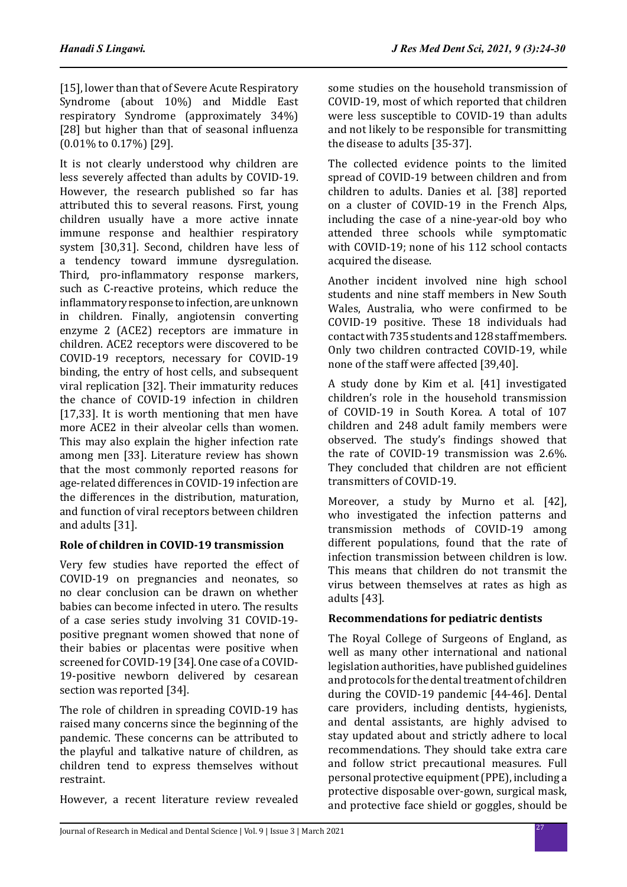[15], lower than that of Severe Acute Respiratory Syndrome (about 10%) and Middle East respiratory Syndrome (approximately 34%) [28] but higher than that of seasonal influenza (0.01% to 0.17%) [29].

It is not clearly understood why children are less severely affected than adults by COVID-19. However, the research published so far has attributed this to several reasons. First, young children usually have a more active innate immune response and healthier respiratory system [30,31]. Second, children have less of a tendency toward immune dysregulation. Third, pro-inflammatory response markers, such as C-reactive proteins, which reduce the inflammatory response to infection, are unknown in children. Finally, angiotensin converting enzyme 2 (ACE2) receptors are immature in children. ACE2 receptors were discovered to be COVID-19 receptors, necessary for COVID-19 binding, the entry of host cells, and subsequent viral replication [32]. Their immaturity reduces the chance of COVID-19 infection in children [17,33]. It is worth mentioning that men have more ACE2 in their alveolar cells than women. This may also explain the higher infection rate among men [33]. Literature review has shown that the most commonly reported reasons for age-related differences in COVID-19 infection are the differences in the distribution, maturation, and function of viral receptors between children and adults [31].

## Role of children in COVID-19 transmission

Very few studies have reported the effect of COVID-19 on pregnancies and neonates, so no clear conclusion can be drawn on whether babies can become infected in utero. The results of a case series study involving 31 COVID-19-positive pregnant women showed that none of their babies or placentas were positive when screened for COVID-19 [34]. One case of a COVID-19-positive newborn delivered by cesarean section was reported [34].

The role of children in spreading COVID-19 has raised many concerns since the beginning of the pandemic. These concerns can be attributed to the playful and talkative nature of children, as children tend to express themselves without restraint.

However, a recent literature review revealed some studies on the household transmission of COVID-19, most of which reported that children were less susceptible to COVID-19 than adults and not likely to be responsible for transmitting the disease to adults [35-37].

The collected evidence points to the limited spread of COVID-19 between children and from children to adults. Danies et al. [38] reported on a cluster of COVID-19 in the French Alps, including the case of a nine-year-old boy who attended three schools while symptomatic with COVID-19; none of his 112 school contacts acquired the disease.

Another incident involved nine high school students and nine staff members in New South Wales, Australia, who were confirmed to be COVID-19 positive. These 18 individuals had contact with 735 students and 128 staff members. Only two children contracted COVID-19, while none of the staff were affected [39,40].

A study done by Kim et al. [41] investigated children's role in the household transmission of COVID-19 in South Korea. A total of 107 children and 248 adult family members were observed. The study's findings showed that the rate of COVID-19 transmission was 2.6%. They concluded that children are not efficient transmitters of COVID-19.

Moreover, a study by Murno et al. [42], who investigated the infection patterns and transmission methods of COVID-19 among different populations, found that the rate of infection transmission between children is low. This means that children do not transmit the virus between themselves at rates as high as adults [43].

## Recommendations for pediatric dentists

The Royal College of Surgeons of England, as well as many other international and national legislation authorities, have published guidelines and protocols for the dental treatment of children during the COVID-19 pandemic [44-46]. Dental care providers, including dentists, hygienists, and dental assistants, are highly advised to stay updated about and strictly adhere to local recommendations. They should take extra care and follow strict precautional measures. Full personal protective equipment (PPE), including a protective disposable over-gown, surgical mask, and protective face shield or goggles, should be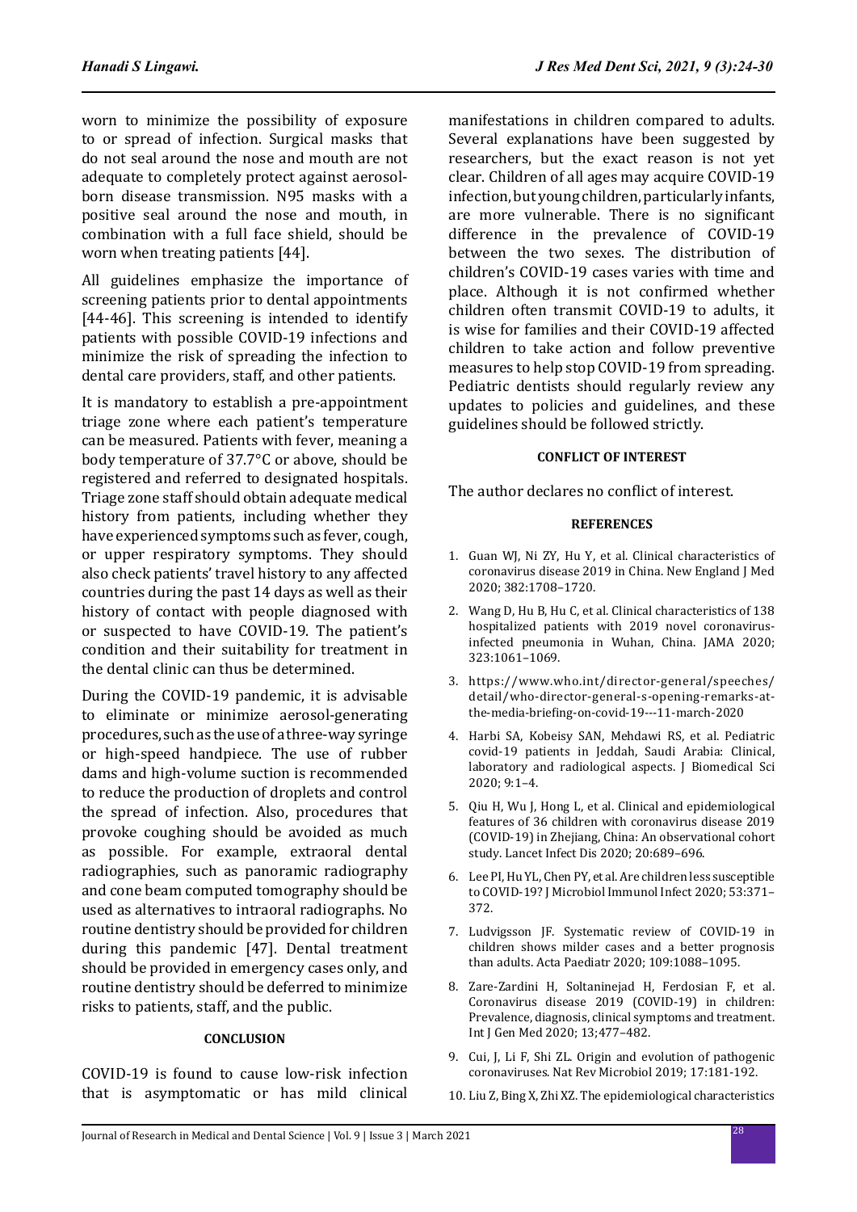worn to minimize the possibility of exposure to or spread of infection. Surgical masks that do not seal around the nose and mouth are not adequate to completely protect against aerosol-born disease transmission. N95 masks with a positive seal around the nose and mouth, in combination with a full face shield, should be worn when treating patients [44].

All guidelines emphasize the importance of screening patients prior to dental appointments [44-46]. This screening is intended to identify patients with possible COVID-19 infections and minimize the risk of spreading the infection to dental care providers, staff, and other patients.

It is mandatory to establish a pre-appointment triage zone where each patient's temperature can be measured. Patients with fever, meaning a body temperature of 37.7°C or above, should be registered and referred to designated hospitals. Triage zone staff should obtain adequate medical history from patients, including whether they have experienced symptoms such as fever, cough, or upper respiratory symptoms. They should also check patients' travel history to any affected countries during the past 14 days as well as their history of contact with people diagnosed with or suspected to have COVID-19. The patient's condition and their suitability for treatment in the dental clinic can thus be determined.

During the COVID-19 pandemic, it is advisable to eliminate or minimize aerosol-generating procedures, such as the use of a three-way syringe or high-speed handpiece. The use of rubber dams and high-volume suction is recommended to reduce the production of droplets and control the spread of infection. Also, procedures that provoke coughing should be avoided as much as possible. For example, extraoral dental radiographies, such as panoramic radiography and cone beam computed tomography should be used as alternatives to intraoral radiographs. No routine dentistry should be provided for children during this pandemic [47]. Dental treatment should be provided in emergency cases only, and routine dentistry should be deferred to minimize risks to patients, staff, and the public.

## CONCLUSION

COVID-19 is found to cause low-risk infection that is asymptomatic or has mild clinical manifestations in children compared to adults. Several explanations have been suggested by researchers, but the exact reason is not yet clear. Children of all ages may acquire COVID-19 infection, but young children, particularly infants, are more vulnerable. There is no significant difference in the prevalence of COVID-19 between the two sexes. The distribution of children's COVID-19 cases varies with time and place. Although it is not confirmed whether children often transmit COVID-19 to adults, it is wise for families and their COVID-19 affected children to take action and follow preventive measures to help stop COVID-19 from spreading. Pediatric dentists should regularly review any updates to policies and guidelines, and these guidelines should be followed strictly.

## CONFLICT OF INTEREST

The author declares no conflict of interest.

## REFERENCES

1. Guan WJ, Ni ZY, Hu Y, et al. Clinical characteristics of coronavirus disease 2019 in China. New England J Med 2020; 382:1708–1720.
2. Wang D, Hu B, Hu C, et al. Clinical characteristics of 138 hospitalized patients with 2019 novel coronavirus-infected pneumonia in Wuhan, China. JAMA 2020; 323:1061–1069.
3. https://www.who.int/director-general/speeches/detail/who-director-general-s-opening-remarks-at-the-media-briefing-on-covid-19---11-march-2020
4. Harbi SA, Kobeisy SAN, Mehdawi RS, et al. Pediatric covid-19 patients in Jeddah, Saudi Arabia: Clinical, laboratory and radiological aspects. J Biomedical Sci 2020; 9:1–4.
5. Qiu H, Wu J, Hong L, et al. Clinical and epidemiological features of 36 children with coronavirus disease 2019 (COVID-19) in Zhejiang, China: An observational cohort study. Lancet Infect Dis 2020; 20:689–696.
6. Lee PI, Hu YL, Chen PY, et al. Are children less susceptible to COVID-19? J Microbiol Immunol Infect 2020; 53:371–372.
7. Ludvigsson JF. Systematic review of COVID-19 in children shows milder cases and a better prognosis than adults. Acta Paediatr 2020; 109:1088–1095.
8. Zare-Zardini H, Soltaninejad H, Ferdosian F, et al. Coronavirus disease 2019 (COVID-19) in children: Prevalence, diagnosis, clinical symptoms and treatment. Int J Gen Med 2020; 13;477–482.
9. Cui, J, Li F, Shi ZL. Origin and evolution of pathogenic coronaviruses. Nat Rev Microbiol 2019; 17:181-192.
10. Liu Z, Bing X, Zhi XZ. The epidemiological characteristics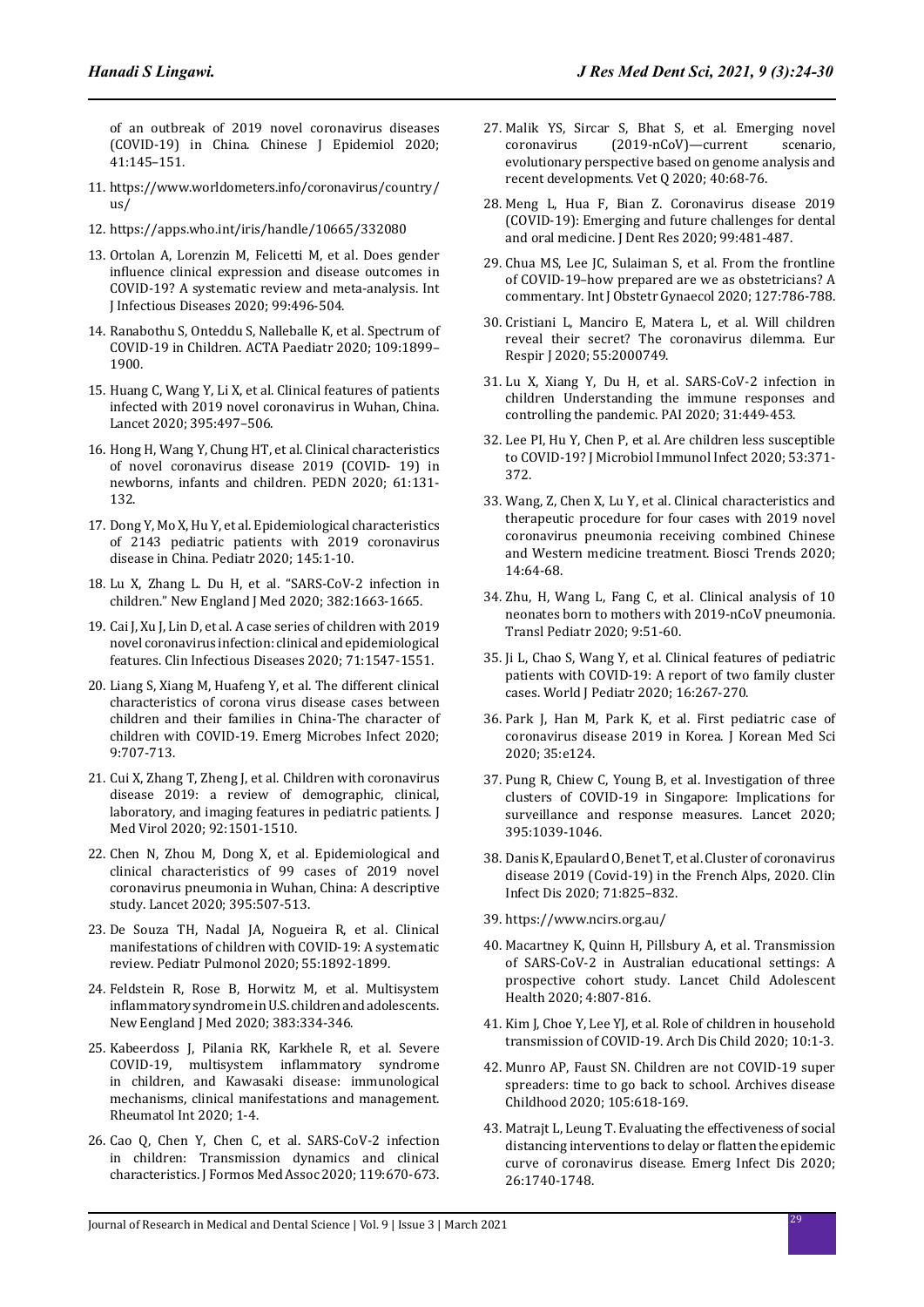of an outbreak of 2019 novel coronavirus diseases (COVID-19) in China. Chinese J Epidemiol 2020; 41:145–151.

11. https://www.worldometers.info/coronavirus/country/us/
12. https://apps.who.int/iris/handle/10665/332080
13. Ortolan A, Lorenzin M, Felicetti M, et al. Does gender influence clinical expression and disease outcomes in COVID-19? A systematic review and meta-analysis. Int J Infectious Diseases 2020; 99:496-504.
14. Ranabothu S, Onteddu S, Nalleballe K, et al. Spectrum of COVID-19 in Children. ACTA Paediatr 2020; 109:1899–1900.
15. Huang C, Wang Y, Li X, et al. Clinical features of patients infected with 2019 novel coronavirus in Wuhan, China. Lancet 2020; 395:497–506.
16. Hong H, Wang Y, Chung HT, et al. Clinical characteristics of novel coronavirus disease 2019 (COVID- 19) in newborns, infants and children. PEDN 2020; 61:131-132.
17. Dong Y, Mo X, Hu Y, et al. Epidemiological characteristics of 2143 pediatric patients with 2019 coronavirus disease in China. Pediatr 2020; 145:1-10.
18. Lu X, Zhang L. Du H, et al. "SARS-CoV-2 infection in children." New England J Med 2020; 382:1663-1665.
19. Cai J, Xu J, Lin D, et al. A case series of children with 2019 novel coronavirus infection: clinical and epidemiological features. Clin Infectious Diseases 2020; 71:1547-1551.
20. Liang S, Xiang M, Huafeng Y, et al. The different clinical characteristics of corona virus disease cases between children and their families in China-The character of children with COVID-19. Emerg Microbes Infect 2020; 9:707-713.
21. Cui X, Zhang T, Zheng J, et al. Children with coronavirus disease 2019: a review of demographic, clinical, laboratory, and imaging features in pediatric patients. J Med Virol 2020; 92:1501-1510.
22. Chen N, Zhou M, Dong X, et al. Epidemiological and clinical characteristics of 99 cases of 2019 novel coronavirus pneumonia in Wuhan, China: A descriptive study. Lancet 2020; 395:507-513.
23. De Souza TH, Nadal JA, Nogueira R, et al. Clinical manifestations of children with COVID-19: A systematic review. Pediatr Pulmonol 2020; 55:1892-1899.
24. Feldstein R, Rose B, Horwitz M, et al. Multisystem inflammatory syndrome in U.S. children and adolescents. New Eengland J Med 2020; 383:334-346.
25. Kabeerdoss J, Pilania RK, Karkhele R, et al. Severe COVID-19, multisystem inflammatory syndrome in children, and Kawasaki disease: immunological mechanisms, clinical manifestations and management. Rheumatol Int 2020; 1-4.
26. Cao Q, Chen Y, Chen C, et al. SARS-CoV-2 infection in children: Transmission dynamics and clinical characteristics. J Formos Med Assoc 2020; 119:670-673.
27. Malik YS, Sircar S, Bhat S, et al. Emerging novel coronavirus (2019-nCoV)—current scenario, evolutionary perspective based on genome analysis and recent developments. Vet Q 2020; 40:68-76.
28. Meng L, Hua F, Bian Z. Coronavirus disease 2019 (COVID-19): Emerging and future challenges for dental and oral medicine. J Dent Res 2020; 99:481-487.
29. Chua MS, Lee JC, Sulaiman S, et al. From the frontline of COVID-19–how prepared are we as obstetricians? A commentary. Int J Obstetr Gynaecol 2020; 127:786-788.
30. Cristiani L, Manciro E, Matera L, et al. Will children reveal their secret? The coronavirus dilemma. Eur Respir J 2020; 55:2000749.
31. Lu X, Xiang Y, Du H, et al. SARS-CoV-2 infection in children Understanding the immune responses and controlling the pandemic. PAI 2020; 31:449-453.
32. Lee PI, Hu Y, Chen P, et al. Are children less susceptible to COVID-19? J Microbiol Immunol Infect 2020; 53:371-372.
33. Wang, Z, Chen X, Lu Y, et al. Clinical characteristics and therapeutic procedure for four cases with 2019 novel coronavirus pneumonia receiving combined Chinese and Western medicine treatment. Biosci Trends 2020; 14:64-68.
34. Zhu, H, Wang L, Fang C, et al. Clinical analysis of 10 neonates born to mothers with 2019-nCoV pneumonia. Transl Pediatr 2020; 9:51-60.
35. Ji L, Chao S, Wang Y, et al. Clinical features of pediatric patients with COVID-19: A report of two family cluster cases. World J Pediatr 2020; 16:267-270.
36. Park J, Han M, Park K, et al. First pediatric case of coronavirus disease 2019 in Korea. J Korean Med Sci 2020; 35:e124.
37. Pung R, Chiew C, Young B, et al. Investigation of three clusters of COVID-19 in Singapore: Implications for surveillance and response measures. Lancet 2020; 395:1039-1046.
38. Danis K, Epaulard O, Benet T, et al. Cluster of coronavirus disease 2019 (Covid-19) in the French Alps, 2020. Clin Infect Dis 2020; 71:825–832.
39. https://www.ncirs.org.au/
40. Macartney K, Quinn H, Pillsbury A, et al. Transmission of SARS-CoV-2 in Australian educational settings: A prospective cohort study. Lancet Child Adolescent Health 2020; 4:807-816.
41. Kim J, Choe Y, Lee YJ, et al. Role of children in household transmission of COVID-19. Arch Dis Child 2020; 10:1-3.
42. Munro AP, Faust SN. Children are not COVID-19 super spreaders: time to go back to school. Archives disease Childhood 2020; 105:618-169.
43. Matrajt L, Leung T. Evaluating the effectiveness of social distancing interventions to delay or flatten the epidemic curve of coronavirus disease. Emerg Infect Dis 2020; 26:1740-1748.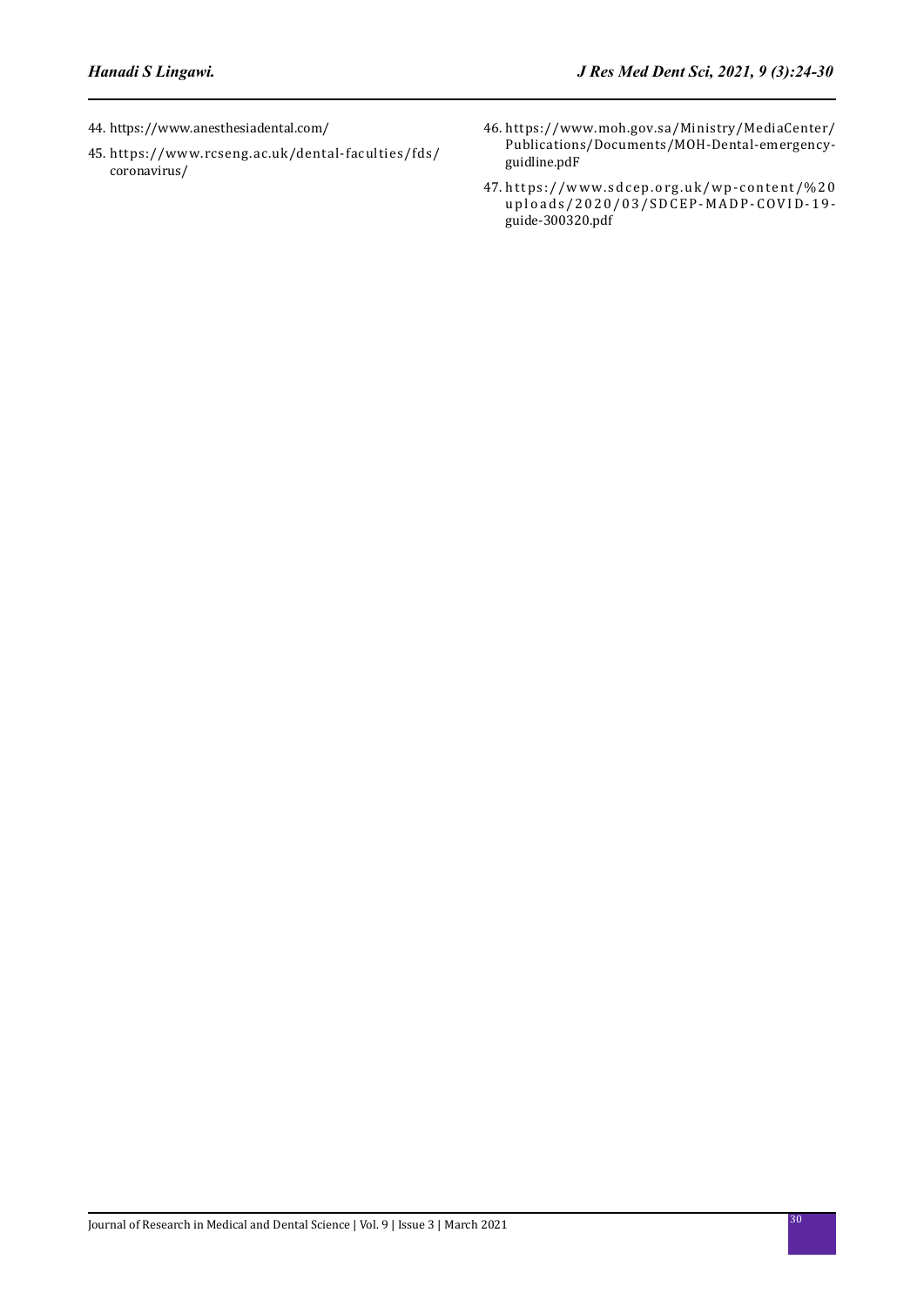44. https://www.anesthesiadental.com/
45. https://www.rcseng.ac.uk/dental-faculties/fds/coronavirus/
46. https://www.moh.gov.sa/Ministry/MediaCenter/Publications/Documents/MOH-Dental-emergency-guidline.pdF
47. https://www.sdcep.org.uk/wp-content/%20uploads/2020/03/SDCEP-MADP-COVID-19-guide-300320.pdf